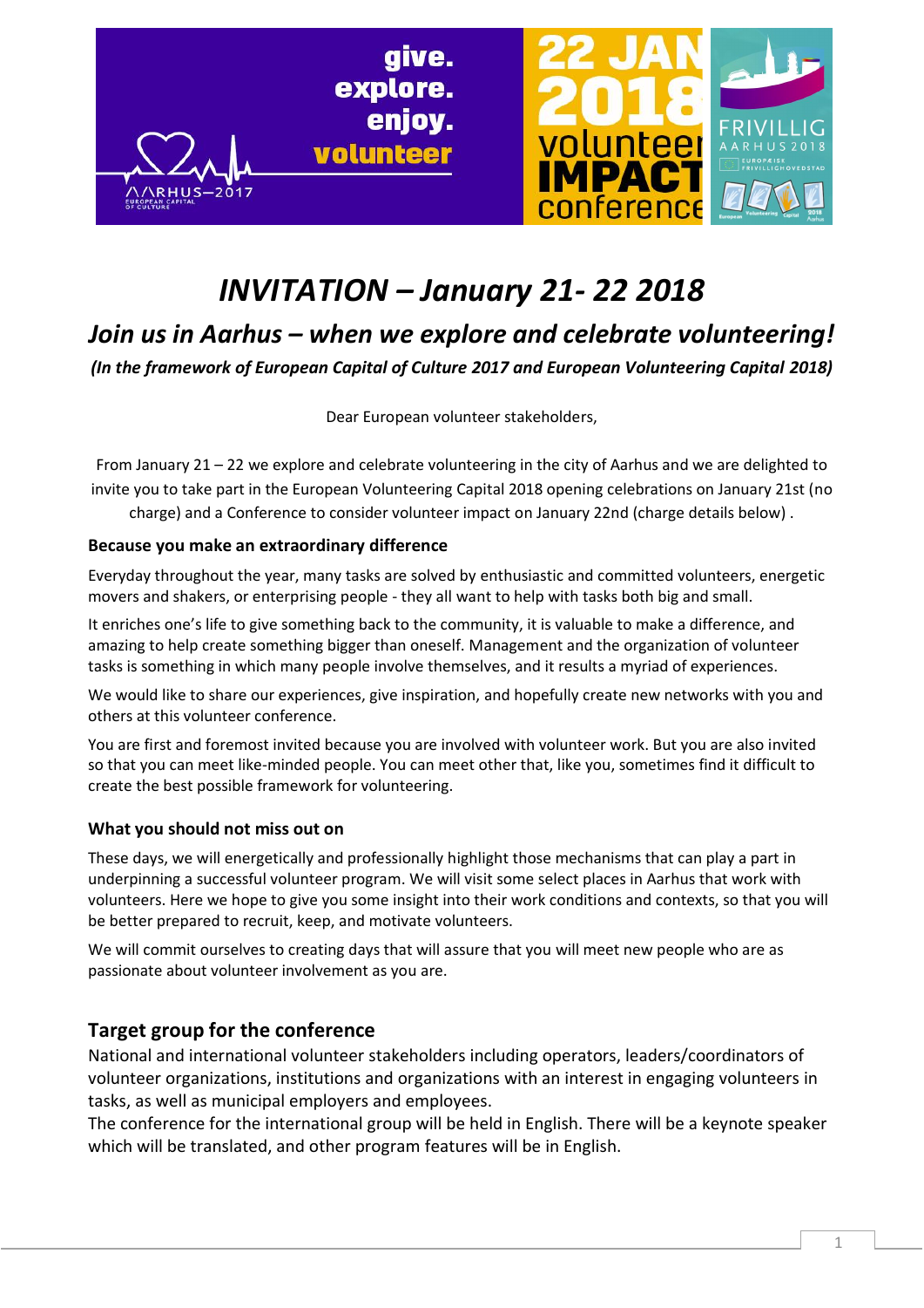# *INVITATION – January 21- 22 2018*

## *Join us in Aarhus – when we explore and celebrate volunteering!*

***(In the framework of European Capital of Culture 2017 and European Volunteering Capital 2018)***

Dear European volunteer stakeholders,

From January 21 – 22 we explore and celebrate volunteering in the city of Aarhus and we are delighted to invite you to take part in the European Volunteering Capital 2018 opening celebrations on January 21st (no charge) and a Conference to consider volunteer impact on January 22nd (charge details below) .

### Because you make an extraordinary difference

Everyday throughout the year, many tasks are solved by enthusiastic and committed volunteers, energetic movers and shakers, or enterprising people - they all want to help with tasks both big and small.

It enriches one's life to give something back to the community, it is valuable to make a difference, and amazing to help create something bigger than oneself. Management and the organization of volunteer tasks is something in which many people involve themselves, and it results a myriad of experiences.

We would like to share our experiences, give inspiration, and hopefully create new networks with you and others at this volunteer conference.

You are first and foremost invited because you are involved with volunteer work. But you are also invited so that you can meet like-minded people. You can meet other that, like you, sometimes find it difficult to create the best possible framework for volunteering.

### What you should not miss out on

These days, we will energetically and professionally highlight those mechanisms that can play a part in underpinning a successful volunteer program. We will visit some select places in Aarhus that work with volunteers. Here we hope to give you some insight into their work conditions and contexts, so that you will be better prepared to recruit, keep, and motivate volunteers.

We will commit ourselves to creating days that will assure that you will meet new people who are as passionate about volunteer involvement as you are.

## Target group for the conference

National and international volunteer stakeholders including operators, leaders/coordinators of volunteer organizations, institutions and organizations with an interest in engaging volunteers in tasks, as well as municipal employers and employees.

The conference for the international group will be held in English. There will be a keynote speaker which will be translated, and other program features will be in English.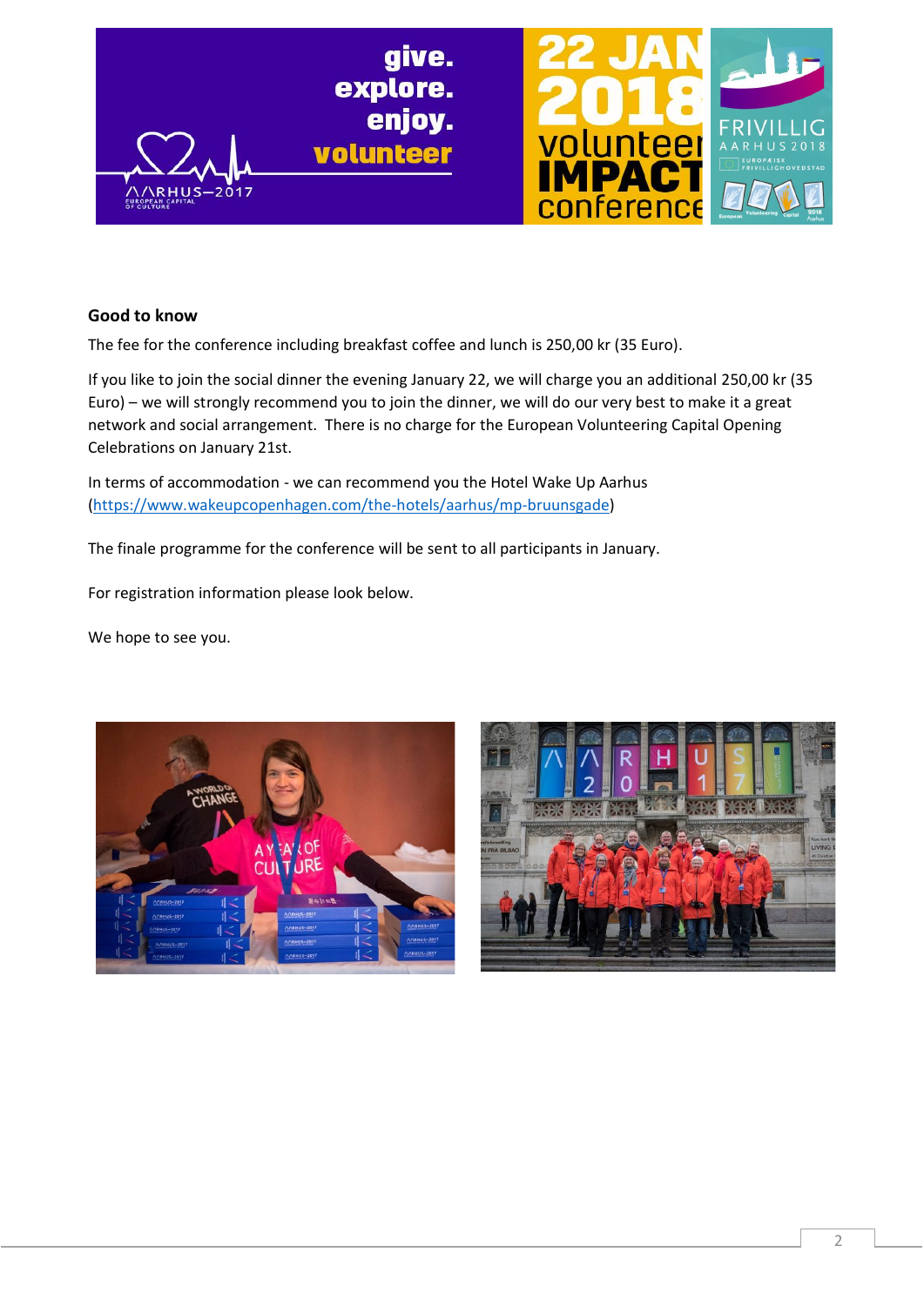## Good to know

The fee for the conference including breakfast coffee and lunch is 250,00 kr (35 Euro).

If you like to join the social dinner the evening January 22, we will charge you an additional 250,00 kr (35 Euro) – we will strongly recommend you to join the dinner, we will do our very best to make it a great network and social arrangement. There is no charge for the European Volunteering Capital Opening Celebrations on January 21st.

In terms of accommodation - we can recommend you the Hotel Wake Up Aarhus (https://www.wakeupcopenhagen.com/the-hotels/aarhus/mp-bruunsgade)

The finale programme for the conference will be sent to all participants in January.

For registration information please look below.

We hope to see you.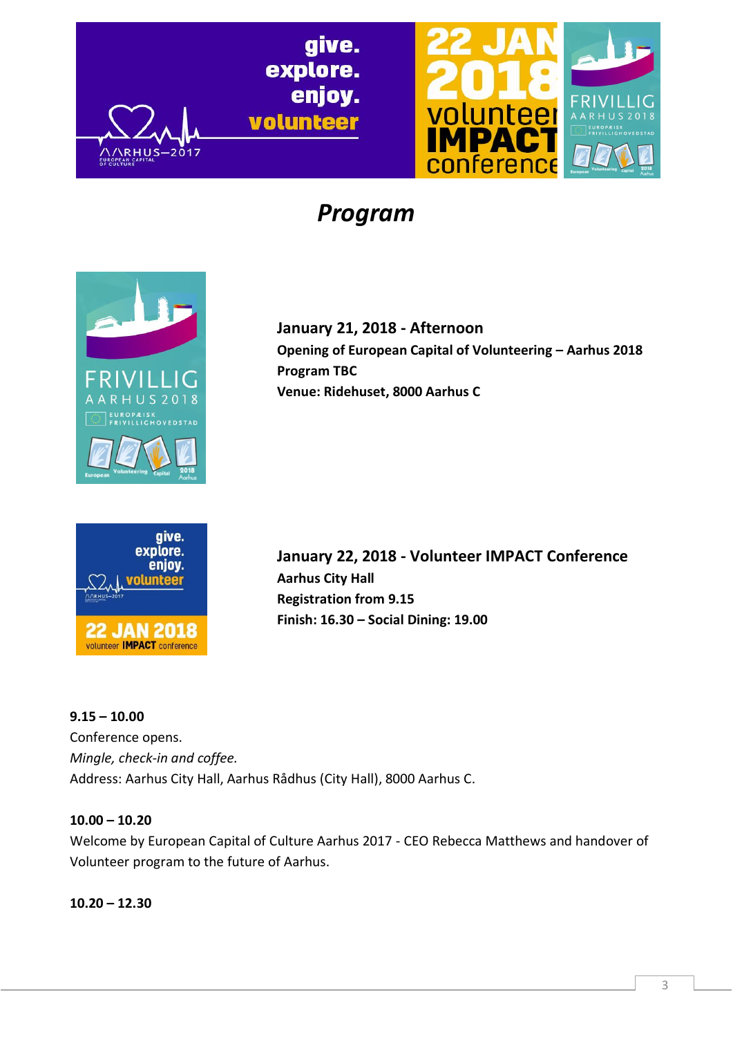# *Program*

**January 21, 2018 - Afternoon**
**Opening of European Capital of Volunteering – Aarhus 2018**
**Program TBC**
**Venue: Ridehuset, 8000 Aarhus C**

**January 22, 2018 - Volunteer IMPACT Conference**
**Aarhus City Hall**
**Registration from 9.15**
**Finish: 16.30 – Social Dining: 19.00**

**9.15 – 10.00**
Conference opens.
*Mingle, check-in and coffee.*
Address: Aarhus City Hall, Aarhus Rådhus (City Hall), 8000 Aarhus C.

**10.00 – 10.20**
Welcome by European Capital of Culture Aarhus 2017 - CEO Rebecca Matthews and handover of Volunteer program to the future of Aarhus.

**10.20 – 12.30**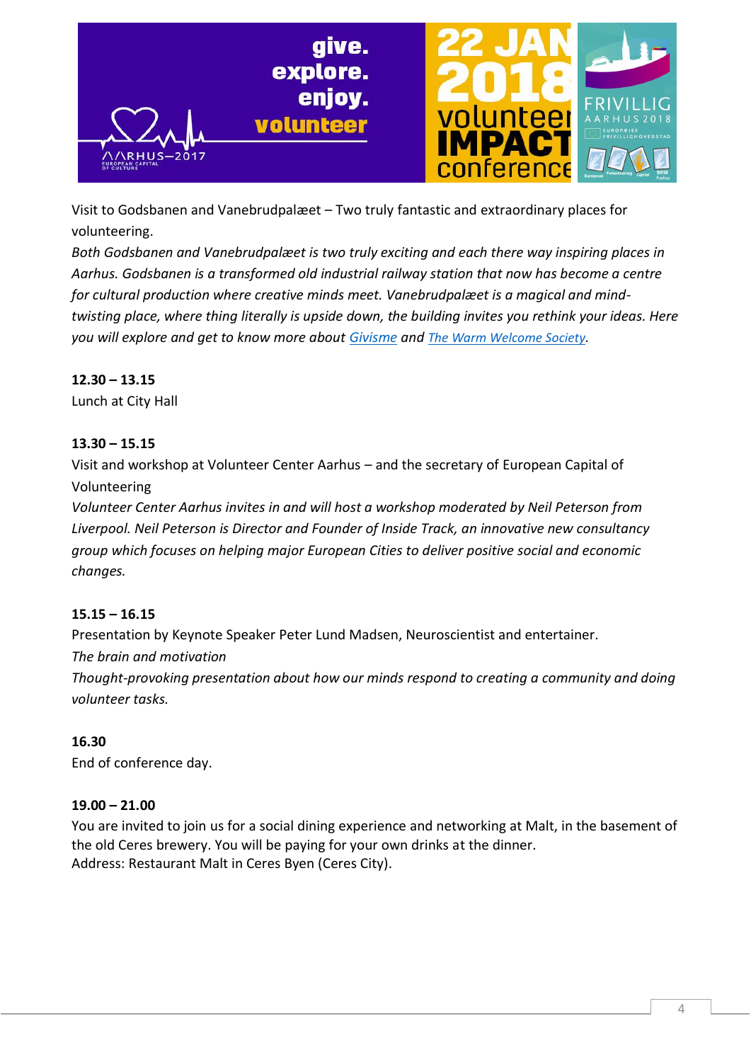Visit to Godsbanen and Vanebrudpalæet – Two truly fantastic and extraordinary places for volunteering.

*Both Godsbanen and Vanebrudpalæet is two truly exciting and each there way inspiring places in Aarhus. Godsbanen is a transformed old industrial railway station that now has become a centre for cultural production where creative minds meet. Vanebrudpalæet is a magical and mind-twisting place, where thing literally is upside down, the building invites you rethink your ideas. Here you will explore and get to know more about Givisme and The Warm Welcome Society.*

**12.30 – 13.15**

Lunch at City Hall

**13.30 – 15.15**

Visit and workshop at Volunteer Center Aarhus – and the secretary of European Capital of Volunteering

*Volunteer Center Aarhus invites in and will host a workshop moderated by Neil Peterson from Liverpool. Neil Peterson is Director and Founder of Inside Track, an innovative new consultancy group which focuses on helping major European Cities to deliver positive social and economic changes.*

**15.15 – 16.15**

Presentation by Keynote Speaker Peter Lund Madsen, Neuroscientist and entertainer.

*The brain and motivation*

*Thought-provoking presentation about how our minds respond to creating a community and doing volunteer tasks.*

**16.30**

End of conference day.

**19.00 – 21.00**

You are invited to join us for a social dining experience and networking at Malt, in the basement of the old Ceres brewery. You will be paying for your own drinks at the dinner.
Address: Restaurant Malt in Ceres Byen (Ceres City).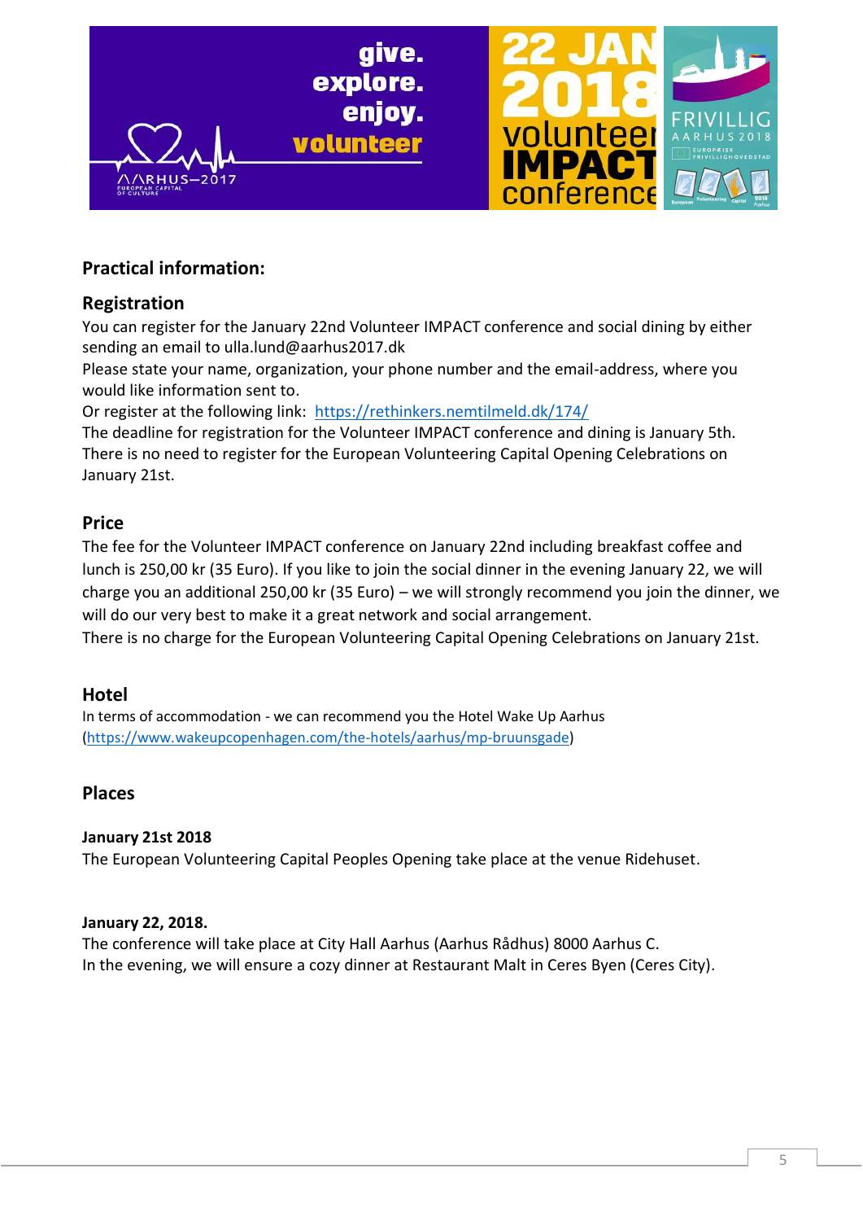## Practical information:

### Registration

You can register for the January 22nd Volunteer IMPACT conference and social dining by either sending an email to ulla.lund@aarhus2017.dk

Please state your name, organization, your phone number and the email-address, where you would like information sent to.

Or register at the following link: https://rethinkers.nemtilmeld.dk/174/

The deadline for registration for the Volunteer IMPACT conference and dining is January 5th.

There is no need to register for the European Volunteering Capital Opening Celebrations on January 21st.

### Price

The fee for the Volunteer IMPACT conference on January 22nd including breakfast coffee and lunch is 250,00 kr (35 Euro). If you like to join the social dinner in the evening January 22, we will charge you an additional 250,00 kr (35 Euro) – we will strongly recommend you join the dinner, we will do our very best to make it a great network and social arrangement.

There is no charge for the European Volunteering Capital Opening Celebrations on January 21st.

### Hotel

In terms of accommodation - we can recommend you the Hotel Wake Up Aarhus (https://www.wakeupcopenhagen.com/the-hotels/aarhus/mp-bruunsgade)

### Places

**January 21st 2018**

The European Volunteering Capital Peoples Opening take place at the venue Ridehuset.

**January 22, 2018.**

The conference will take place at City Hall Aarhus (Aarhus Rådhus) 8000 Aarhus C.

In the evening, we will ensure a cozy dinner at Restaurant Malt in Ceres Byen (Ceres City).